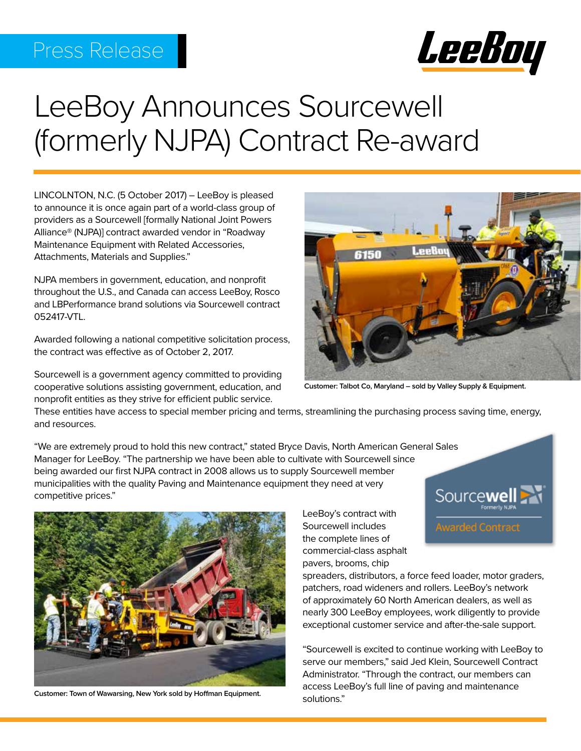Press Release

# LeeBoy Announces Sourcewell (formerly NJPA) Contract Re-award

LINCOLNTON, N.C. (5 October 2017) – LeeBoy is pleased to announce it is once again part of a world-class group of providers as a Sourcewell [formally National Joint Powers Alliance® (NJPA)] contract awarded vendor in "Roadway Maintenance Equipment with Related Accessories, Attachments, Materials and Supplies."

NJPA members in government, education, and nonprofit throughout the U.S., and Canada can access LeeBoy, Rosco and LBPerformance brand solutions via Sourcewell contract 052417-VTL.

Awarded following a national competitive solicitation process, the contract was effective as of October 2, 2017.

Sourcewell is a government agency committed to providing cooperative solutions assisting government, education, and nonprofit entities as they strive for efficient public service. These entities have access to special member pricing and terms, streamlining the purchasing process saving time, energy, and resources.

**Customer: Talbot Co, Maryland – sold by Valley Supply & Equipment.**

"We are extremely proud to hold this new contract," stated Bryce Davis, North American General Sales Manager for LeeBoy. "The partnership we have been able to cultivate with Sourcewell since being awarded our first NJPA contract in 2008 allows us to supply Sourcewell member municipalities with the quality Paving and Maintenance equipment they need at very competitive prices."

Sourcewell Formerly NJPA — Awarded Contract

LeeBoy's contract with Sourcewell includes the complete lines of commercial-class asphalt pavers, brooms, chip spreaders, distributors, a force feed loader, motor graders, patchers, road wideners and rollers. LeeBoy's network of approximately 60 North American dealers, as well as nearly 300 LeeBoy employees, work diligently to provide exceptional customer service and after-the-sale support.

**Customer: Town of Wawarsing, New York sold by Hoffman Equipment.**

"Sourcewell is excited to continue working with LeeBoy to serve our members," said Jed Klein, Sourcewell Contract Administrator. "Through the contract, our members can access LeeBoy's full line of paving and maintenance solutions."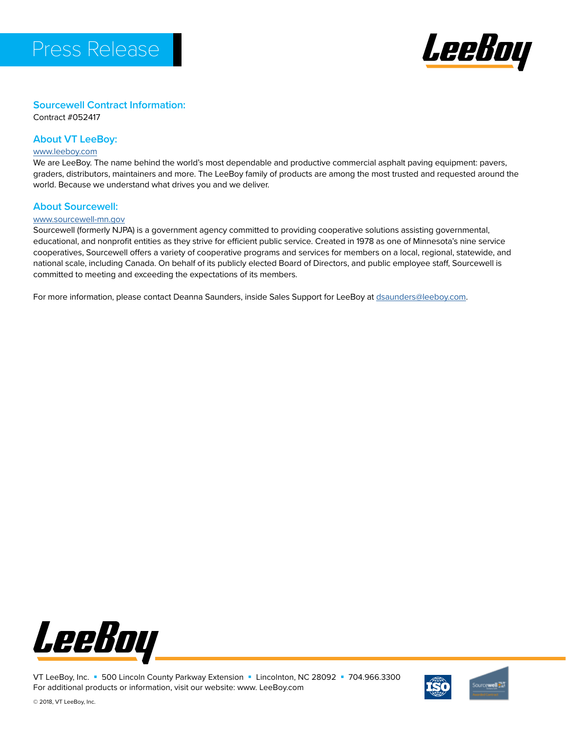## Sourcewell Contract Information:

Contract #052417

## About VT LeeBoy:

www.leeboy.com

We are LeeBoy. The name behind the world's most dependable and productive commercial asphalt paving equipment: pavers, graders, distributors, maintainers and more. The LeeBoy family of products are among the most trusted and requested around the world. Because we understand what drives you and we deliver.

## About Sourcewell:

www.sourcewell-mn.gov

Sourcewell (formerly NJPA) is a government agency committed to providing cooperative solutions assisting governmental, educational, and nonprofit entities as they strive for efficient public service. Created in 1978 as one of Minnesota's nine service cooperatives, Sourcewell offers a variety of cooperative programs and services for members on a local, regional, statewide, and national scale, including Canada. On behalf of its publicly elected Board of Directors, and public employee staff, Sourcewell is committed to meeting and exceeding the expectations of its members.

For more information, please contact Deanna Saunders, inside Sales Support for LeeBoy at dsaunders@leeboy.com.

VT LeeBoy, Inc. ▪ 500 Lincoln County Parkway Extension ▪ Lincolnton, NC 28092 ▪ 704.966.3300
For additional products or information, visit our website: www. LeeBoy.com

© 2018, VT LeeBoy, Inc.